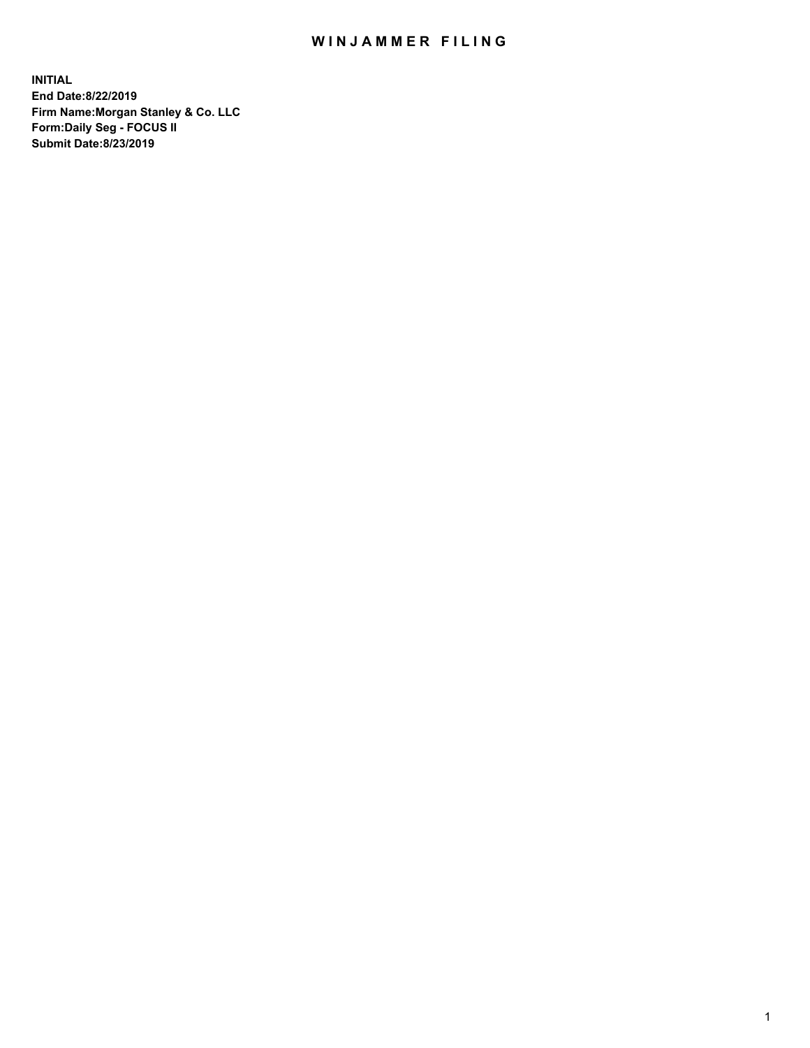# WINJAMMER FILING

**INITIAL**
**End Date:8/22/2019**
**Firm Name:Morgan Stanley & Co. LLC**
**Form:Daily Seg - FOCUS II**
**Submit Date:8/23/2019**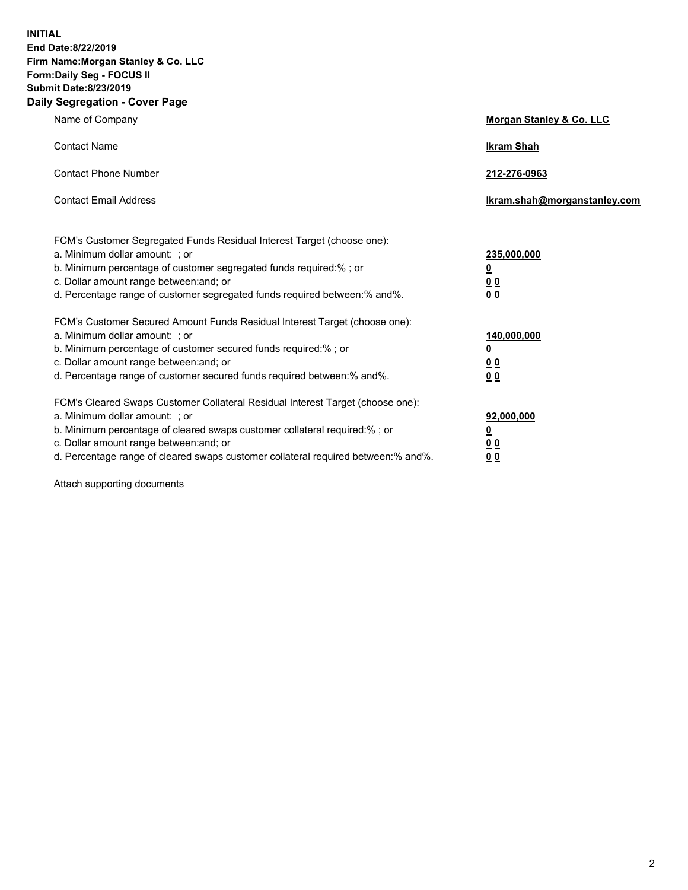**INITIAL**
**End Date:8/22/2019**
**Firm Name:Morgan Stanley & Co. LLC**
**Form:Daily Seg - FOCUS II**
**Submit Date:8/23/2019**
**Daily Segregation - Cover Page**

| | |
|---|---|
| Name of Company | **Morgan Stanley & Co. LLC** |
| Contact Name | **Ikram Shah** |
| Contact Phone Number | **212-276-0963** |
| Contact Email Address | **Ikram.shah@morganstanley.com** |

FCM's Customer Segregated Funds Residual Interest Target (choose one):

| | |
|---|---|
| a. Minimum dollar amount: ; or | **235,000,000** |
| b. Minimum percentage of customer segregated funds required:% ; or | **0** |
| c. Dollar amount range between:and; or | **0 0** |
| d. Percentage range of customer segregated funds required between:% and%. | **0 0** |

FCM's Customer Secured Amount Funds Residual Interest Target (choose one):

| | |
|---|---|
| a. Minimum dollar amount: ; or | **140,000,000** |
| b. Minimum percentage of customer secured funds required:% ; or | **0** |
| c. Dollar amount range between:and; or | **0 0** |
| d. Percentage range of customer secured funds required between:% and%. | **0 0** |

FCM's Cleared Swaps Customer Collateral Residual Interest Target (choose one):

| | |
|---|---|
| a. Minimum dollar amount: ; or | **92,000,000** |
| b. Minimum percentage of cleared swaps customer collateral required:% ; or | **0** |
| c. Dollar amount range between:and; or | **0 0** |
| d. Percentage range of cleared swaps customer collateral required between:% and%. | **0 0** |

Attach supporting documents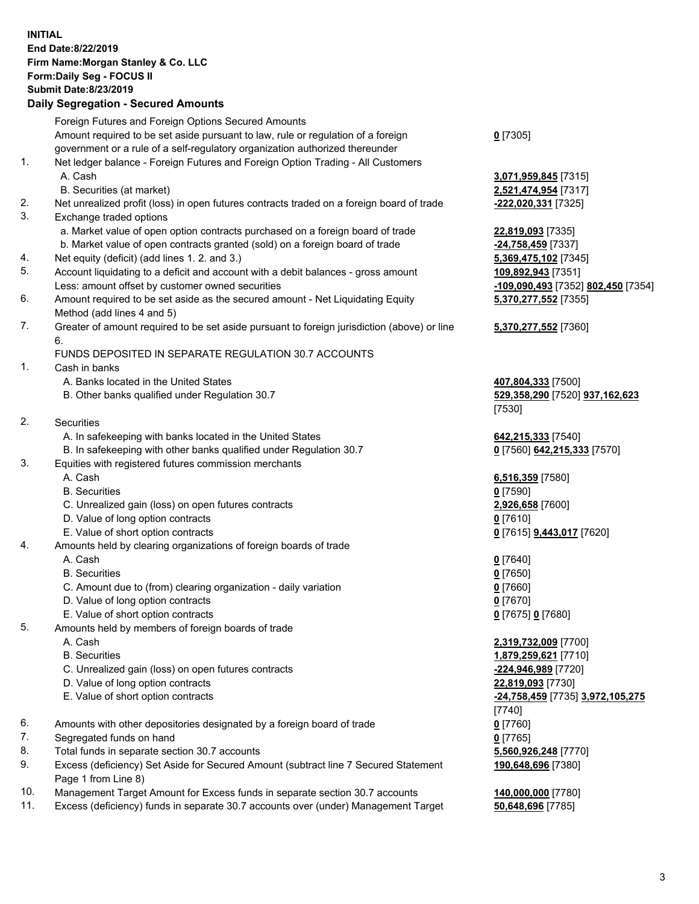**INITIAL**
**End Date:8/22/2019**
**Firm Name:Morgan Stanley & Co. LLC**
**Form:Daily Seg - FOCUS II**
**Submit Date:8/23/2019**

## Daily Segregation - Secured Amounts

| | | |
|---|---|---|
| | Foreign Futures and Foreign Options Secured Amounts | |
| | Amount required to be set aside pursuant to law, rule or regulation of a foreign government or a rule of a self-regulatory organization authorized thereunder | **0** [7305] |
| 1. | Net ledger balance - Foreign Futures and Foreign Option Trading - All Customers | |
| | A. Cash | **3,071,959,845** [7315] |
| | B. Securities (at market) | **2,521,474,954** [7317] |
| 2. | Net unrealized profit (loss) in open futures contracts traded on a foreign board of trade | **-222,020,331** [7325] |
| 3. | Exchange traded options | |
| | a. Market value of open option contracts purchased on a foreign board of trade | **22,819,093** [7335] |
| | b. Market value of open contracts granted (sold) on a foreign board of trade | **-24,758,459** [7337] |
| 4. | Net equity (deficit) (add lines 1. 2. and 3.) | **5,369,475,102** [7345] |
| 5. | Account liquidating to a deficit and account with a debit balances - gross amount | **109,892,943** [7351] |
| | Less: amount offset by customer owned securities | **-109,090,493** [7352] **802,450** [7354] |
| 6. | Amount required to be set aside as the secured amount - Net Liquidating Equity Method (add lines 4 and 5) | **5,370,277,552** [7355] |
| 7. | Greater of amount required to be set aside pursuant to foreign jurisdiction (above) or line 6. | **5,370,277,552** [7360] |
| | FUNDS DEPOSITED IN SEPARATE REGULATION 30.7 ACCOUNTS | |
| 1. | Cash in banks | |
| | A. Banks located in the United States | **407,804,333** [7500] |
| | B. Other banks qualified under Regulation 30.7 | **529,358,290** [7520] **937,162,623** [7530] |
| 2. | Securities | |
| | A. In safekeeping with banks located in the United States | **642,215,333** [7540] |
| | B. In safekeeping with other banks qualified under Regulation 30.7 | **0** [7560] **642,215,333** [7570] |
| 3. | Equities with registered futures commission merchants | |
| | A. Cash | **6,516,359** [7580] |
| | B. Securities | **0** [7590] |
| | C. Unrealized gain (loss) on open futures contracts | **2,926,658** [7600] |
| | D. Value of long option contracts | **0** [7610] |
| | E. Value of short option contracts | **0** [7615] **9,443,017** [7620] |
| 4. | Amounts held by clearing organizations of foreign boards of trade | |
| | A. Cash | **0** [7640] |
| | B. Securities | **0** [7650] |
| | C. Amount due to (from) clearing organization - daily variation | **0** [7660] |
| | D. Value of long option contracts | **0** [7670] |
| | E. Value of short option contracts | **0** [7675] **0** [7680] |
| 5. | Amounts held by members of foreign boards of trade | |
| | A. Cash | **2,319,732,009** [7700] |
| | B. Securities | **1,879,259,621** [7710] |
| | C. Unrealized gain (loss) on open futures contracts | **-224,946,989** [7720] |
| | D. Value of long option contracts | **22,819,093** [7730] |
| | E. Value of short option contracts | **-24,758,459** [7735] **3,972,105,275** [7740] |
| 6. | Amounts with other depositories designated by a foreign board of trade | **0** [7760] |
| 7. | Segregated funds on hand | **0** [7765] |
| 8. | Total funds in separate section 30.7 accounts | **5,560,926,248** [7770] |
| 9. | Excess (deficiency) Set Aside for Secured Amount (subtract line 7 Secured Statement Page 1 from Line 8) | **190,648,696** [7380] |
| 10. | Management Target Amount for Excess funds in separate section 30.7 accounts | **140,000,000** [7780] |
| 11. | Excess (deficiency) funds in separate 30.7 accounts over (under) Management Target | **50,648,696** [7785] |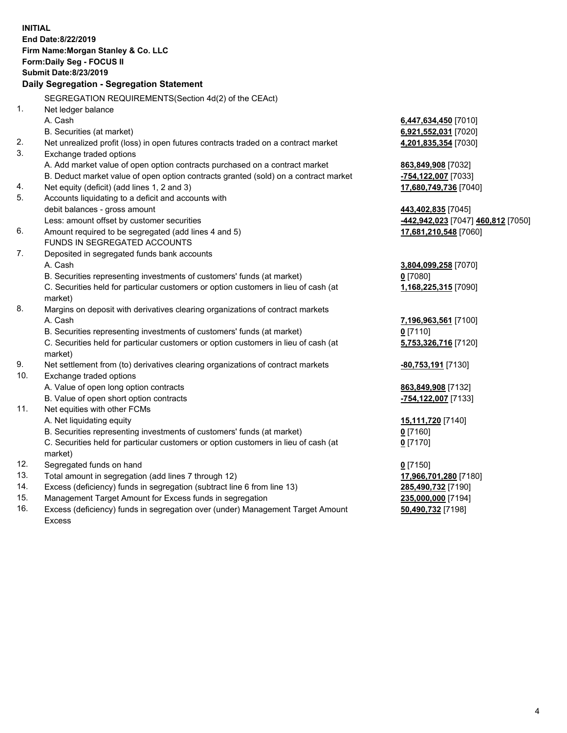**INITIAL**
**End Date:8/22/2019**
**Firm Name:Morgan Stanley & Co. LLC**
**Form:Daily Seg - FOCUS II**
**Submit Date:8/23/2019**

## Daily Segregation - Segregation Statement

SEGREGATION REQUIREMENTS(Section 4d(2) of the CEAct)

| | | |
|---|---|---|
| 1. | Net ledger balance | |
| | A. Cash | **6,447,634,450** [7010] |
| | B. Securities (at market) | **6,921,552,031** [7020] |
| 2. | Net unrealized profit (loss) in open futures contracts traded on a contract market | **4,201,835,354** [7030] |
| 3. | Exchange traded options | |
| | A. Add market value of open option contracts purchased on a contract market | **863,849,908** [7032] |
| | B. Deduct market value of open option contracts granted (sold) on a contract market | **-754,122,007** [7033] |
| 4. | Net equity (deficit) (add lines 1, 2 and 3) | **17,680,749,736** [7040] |
| 5. | Accounts liquidating to a deficit and accounts with debit balances - gross amount | **443,402,835** [7045] |
| | Less: amount offset by customer securities | **-442,942,023** [7047] **460,812** [7050] |
| 6. | Amount required to be segregated (add lines 4 and 5) | **17,681,210,548** [7060] |
| | FUNDS IN SEGREGATED ACCOUNTS | |
| 7. | Deposited in segregated funds bank accounts | |
| | A. Cash | **3,804,099,258** [7070] |
| | B. Securities representing investments of customers' funds (at market) | **0** [7080] |
| | C. Securities held for particular customers or option customers in lieu of cash (at market) | **1,168,225,315** [7090] |
| 8. | Margins on deposit with derivatives clearing organizations of contract markets | |
| | A. Cash | **7,196,963,561** [7100] |
| | B. Securities representing investments of customers' funds (at market) | **0** [7110] |
| | C. Securities held for particular customers or option customers in lieu of cash (at market) | **5,753,326,716** [7120] |
| 9. | Net settlement from (to) derivatives clearing organizations of contract markets | **-80,753,191** [7130] |
| 10. | Exchange traded options | |
| | A. Value of open long option contracts | **863,849,908** [7132] |
| | B. Value of open short option contracts | **-754,122,007** [7133] |
| 11. | Net equities with other FCMs | |
| | A. Net liquidating equity | **15,111,720** [7140] |
| | B. Securities representing investments of customers' funds (at market) | **0** [7160] |
| | C. Securities held for particular customers or option customers in lieu of cash (at market) | **0** [7170] |
| 12. | Segregated funds on hand | **0** [7150] |
| 13. | Total amount in segregation (add lines 7 through 12) | **17,966,701,280** [7180] |
| 14. | Excess (deficiency) funds in segregation (subtract line 6 from line 13) | **285,490,732** [7190] |
| 15. | Management Target Amount for Excess funds in segregation | **235,000,000** [7194] |
| 16. | Excess (deficiency) funds in segregation over (under) Management Target Amount Excess | **50,490,732** [7198] |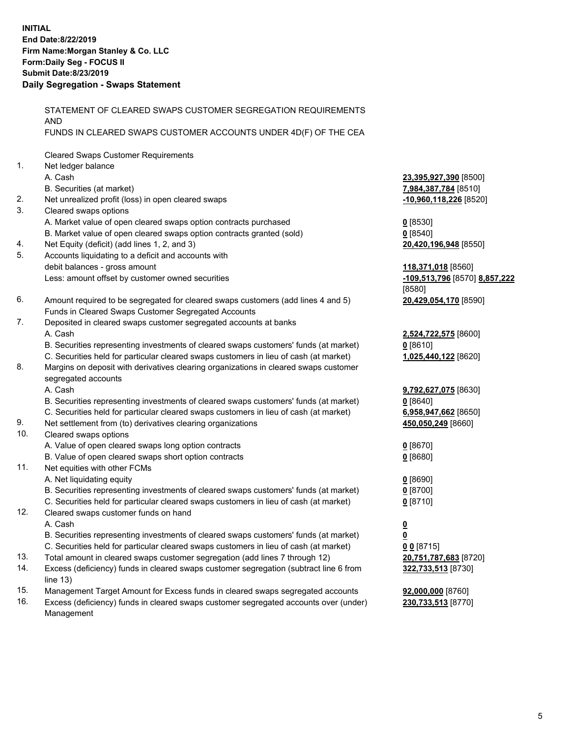**INITIAL**
**End Date:8/22/2019**
**Firm Name:Morgan Stanley & Co. LLC**
**Form:Daily Seg - FOCUS II**
**Submit Date:8/23/2019**
**Daily Segregation - Swaps Statement**

STATEMENT OF CLEARED SWAPS CUSTOMER SEGREGATION REQUIREMENTS AND FUNDS IN CLEARED SWAPS CUSTOMER ACCOUNTS UNDER 4D(F) OF THE CEA

| | | |
|---|---|---|
| | Cleared Swaps Customer Requirements | |
| 1. | Net ledger balance | |
| | A. Cash | **23,395,927,390** [8500] |
| | B. Securities (at market) | **7,984,387,784** [8510] |
| 2. | Net unrealized profit (loss) in open cleared swaps | **-10,960,118,226** [8520] |
| 3. | Cleared swaps options | |
| | A. Market value of open cleared swaps option contracts purchased | **0** [8530] |
| | B. Market value of open cleared swaps option contracts granted (sold) | **0** [8540] |
| 4. | Net Equity (deficit) (add lines 1, 2, and 3) | **20,420,196,948** [8550] |
| 5. | Accounts liquidating to a deficit and accounts with debit balances - gross amount | **118,371,018** [8560] |
| | Less: amount offset by customer owned securities | **-109,513,796** [8570] **8,857,222** [8580] |
| 6. | Amount required to be segregated for cleared swaps customers (add lines 4 and 5) | **20,429,054,170** [8590] |
| | Funds in Cleared Swaps Customer Segregated Accounts | |
| 7. | Deposited in cleared swaps customer segregated accounts at banks | |
| | A. Cash | **2,524,722,575** [8600] |
| | B. Securities representing investments of cleared swaps customers' funds (at market) | **0** [8610] |
| | C. Securities held for particular cleared swaps customers in lieu of cash (at market) | **1,025,440,122** [8620] |
| 8. | Margins on deposit with derivatives clearing organizations in cleared swaps customer segregated accounts | |
| | A. Cash | **9,792,627,075** [8630] |
| | B. Securities representing investments of cleared swaps customers' funds (at market) | **0** [8640] |
| | C. Securities held for particular cleared swaps customers in lieu of cash (at market) | **6,958,947,662** [8650] |
| 9. | Net settlement from (to) derivatives clearing organizations | **450,050,249** [8660] |
| 10. | Cleared swaps options | |
| | A. Value of open cleared swaps long option contracts | **0** [8670] |
| | B. Value of open cleared swaps short option contracts | **0** [8680] |
| 11. | Net equities with other FCMs | |
| | A. Net liquidating equity | **0** [8690] |
| | B. Securities representing investments of cleared swaps customers' funds (at market) | **0** [8700] |
| | C. Securities held for particular cleared swaps customers in lieu of cash (at market) | **0** [8710] |
| 12. | Cleared swaps customer funds on hand | |
| | A. Cash | **0** |
| | B. Securities representing investments of cleared swaps customers' funds (at market) | **0** |
| | C. Securities held for particular cleared swaps customers in lieu of cash (at market) | **0** **0** [8715] |
| 13. | Total amount in cleared swaps customer segregation (add lines 7 through 12) | **20,751,787,683** [8720] |
| 14. | Excess (deficiency) funds in cleared swaps customer segregation (subtract line 6 from line 13) | **322,733,513** [8730] |
| 15. | Management Target Amount for Excess funds in cleared swaps segregated accounts | **92,000,000** [8760] |
| 16. | Excess (deficiency) funds in cleared swaps customer segregated accounts over (under) Management | **230,733,513** [8770] |